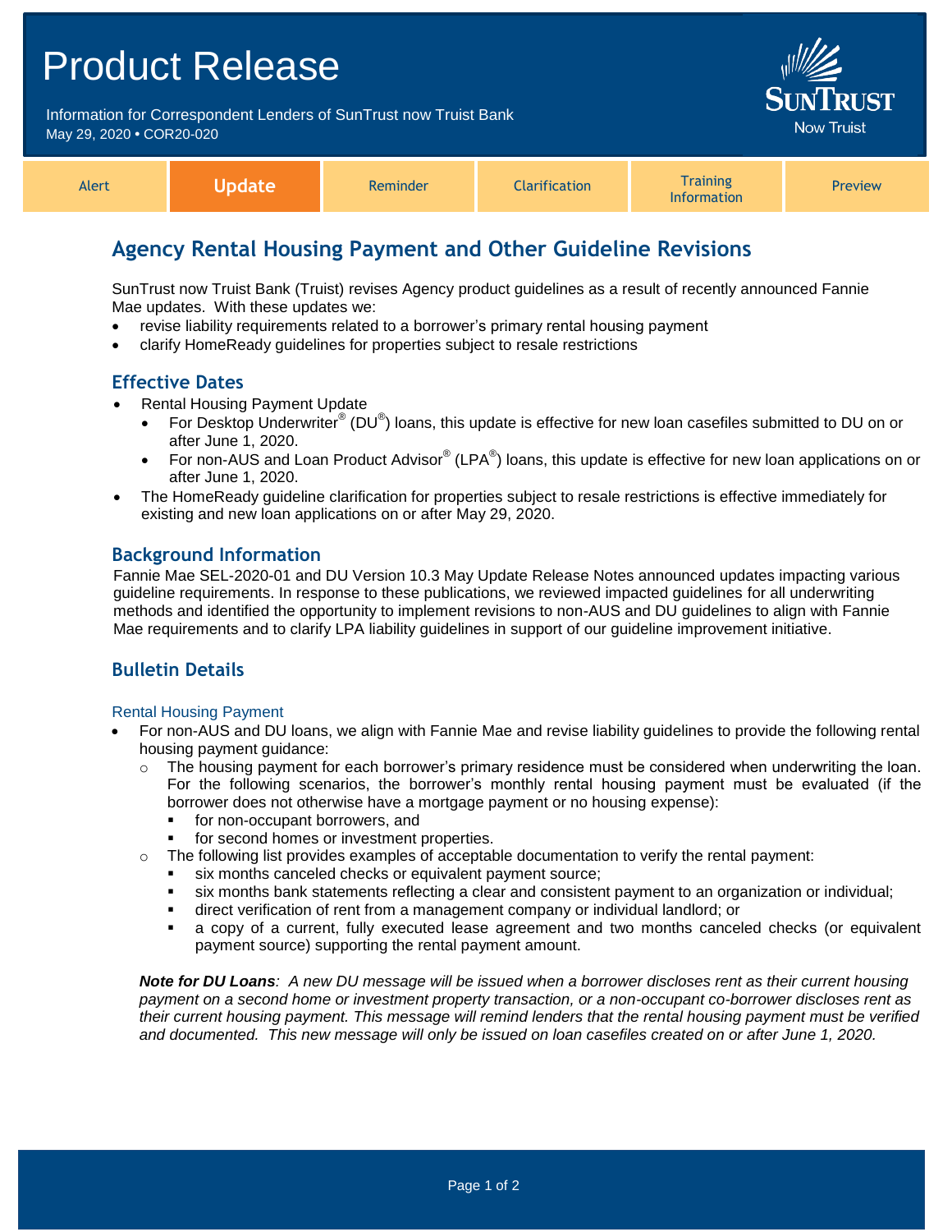# Product Release

Information for Correspondent Lenders of SunTrust now Truist Bank
May 29, 2020 • COR20-020

SunTrust Now Truist

| Alert | **Update** | Reminder | Clarification | Training Information | Preview |
|---|---|---|---|---|---|

## Agency Rental Housing Payment and Other Guideline Revisions

SunTrust now Truist Bank (Truist) revises Agency product guidelines as a result of recently announced Fannie Mae updates. With these updates we:

- revise liability requirements related to a borrower's primary rental housing payment
- clarify HomeReady guidelines for properties subject to resale restrictions

### Effective Dates

- Rental Housing Payment Update
  - For Desktop Underwriter® (DU®) loans, this update is effective for new loan casefiles submitted to DU on or after June 1, 2020.
  - For non-AUS and Loan Product Advisor® (LPA®) loans, this update is effective for new loan applications on or after June 1, 2020.
- The HomeReady guideline clarification for properties subject to resale restrictions is effective immediately for existing and new loan applications on or after May 29, 2020.

### Background Information

Fannie Mae SEL-2020-01 and DU Version 10.3 May Update Release Notes announced updates impacting various guideline requirements. In response to these publications, we reviewed impacted guidelines for all underwriting methods and identified the opportunity to implement revisions to non-AUS and DU guidelines to align with Fannie Mae requirements and to clarify LPA liability guidelines in support of our guideline improvement initiative.

### Bulletin Details

#### Rental Housing Payment

- For non-AUS and DU loans, we align with Fannie Mae and revise liability guidelines to provide the following rental housing payment guidance:
  - The housing payment for each borrower's primary residence must be considered when underwriting the loan. For the following scenarios, the borrower's monthly rental housing payment must be evaluated (if the borrower does not otherwise have a mortgage payment or no housing expense):
    - for non-occupant borrowers, and
    - for second homes or investment properties.
  - The following list provides examples of acceptable documentation to verify the rental payment:
    - six months canceled checks or equivalent payment source;
    - six months bank statements reflecting a clear and consistent payment to an organization or individual;
    - direct verification of rent from a management company or individual landlord; or
    - a copy of a current, fully executed lease agreement and two months canceled checks (or equivalent payment source) supporting the rental payment amount.

*__Note for DU Loans__: A new DU message will be issued when a borrower discloses rent as their current housing payment on a second home or investment property transaction, or a non-occupant co-borrower discloses rent as their current housing payment. This message will remind lenders that the rental housing payment must be verified and documented. This new message will only be issued on loan casefiles created on or after June 1, 2020.*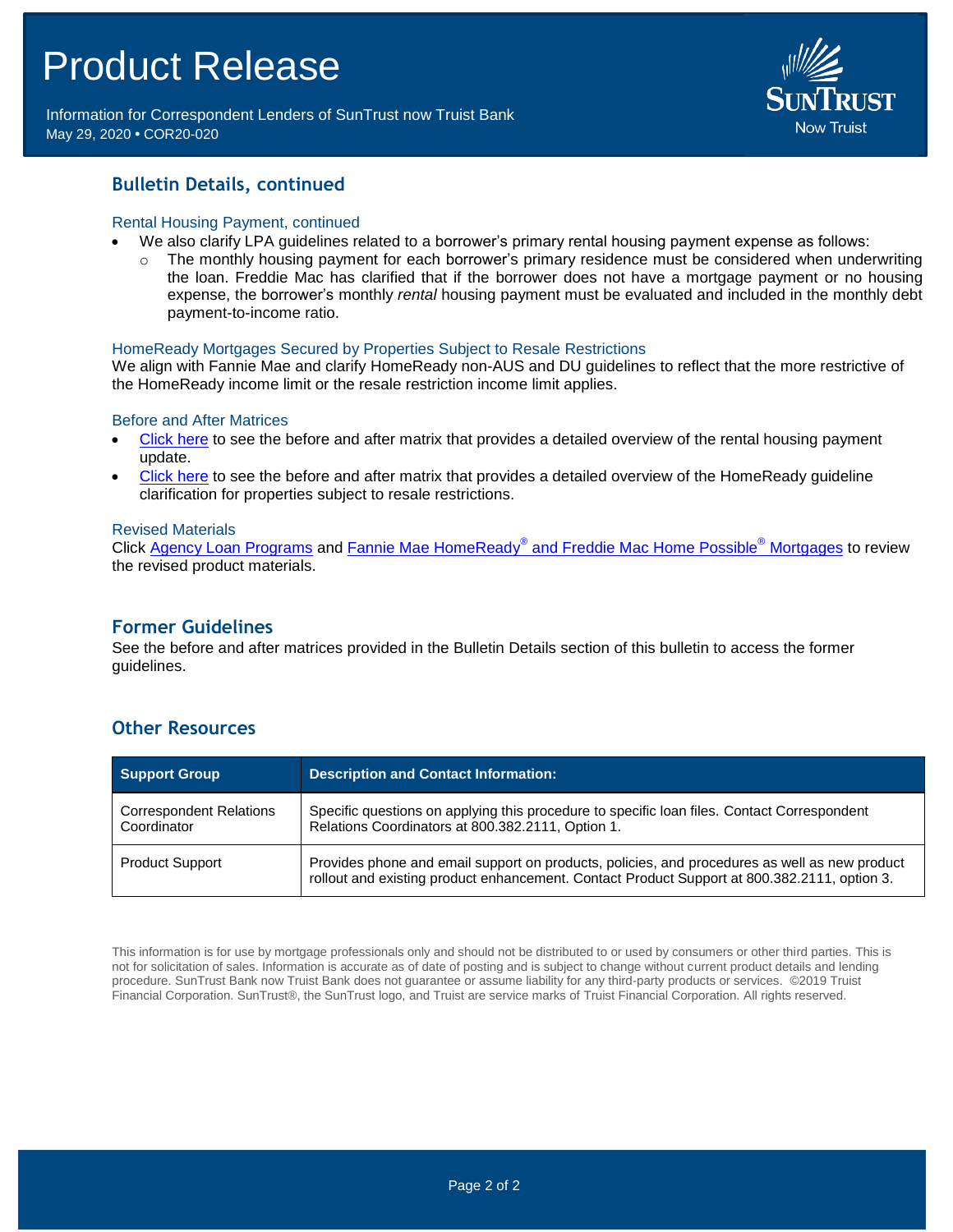## Bulletin Details, continued

### Rental Housing Payment, continued

- We also clarify LPA guidelines related to a borrower's primary rental housing payment expense as follows:
  - The monthly housing payment for each borrower's primary residence must be considered when underwriting the loan. Freddie Mac has clarified that if the borrower does not have a mortgage payment or no housing expense, the borrower's monthly *rental* housing payment must be evaluated and included in the monthly debt payment-to-income ratio.

### HomeReady Mortgages Secured by Properties Subject to Resale Restrictions

We align with Fannie Mae and clarify HomeReady non-AUS and DU guidelines to reflect that the more restrictive of the HomeReady income limit or the resale restriction income limit applies.

### Before and After Matrices

- Click here to see the before and after matrix that provides a detailed overview of the rental housing payment update.
- Click here to see the before and after matrix that provides a detailed overview of the HomeReady guideline clarification for properties subject to resale restrictions.

### Revised Materials

Click Agency Loan Programs and Fannie Mae HomeReady® and Freddie Mac Home Possible® Mortgages to review the revised product materials.

## Former Guidelines

See the before and after matrices provided in the Bulletin Details section of this bulletin to access the former guidelines.

## Other Resources

| Support Group | Description and Contact Information: |
|---|---|
| Correspondent Relations Coordinator | Specific questions on applying this procedure to specific loan files. Contact Correspondent Relations Coordinators at 800.382.2111, Option 1. |
| Product Support | Provides phone and email support on products, policies, and procedures as well as new product rollout and existing product enhancement. Contact Product Support at 800.382.2111, option 3. |

This information is for use by mortgage professionals only and should not be distributed to or used by consumers or other third parties. This is not for solicitation of sales. Information is accurate as of date of posting and is subject to change without current product details and lending procedure. SunTrust Bank now Truist Bank does not guarantee or assume liability for any third-party products or services. ©2019 Truist Financial Corporation. SunTrust®, the SunTrust logo, and Truist are service marks of Truist Financial Corporation. All rights reserved.